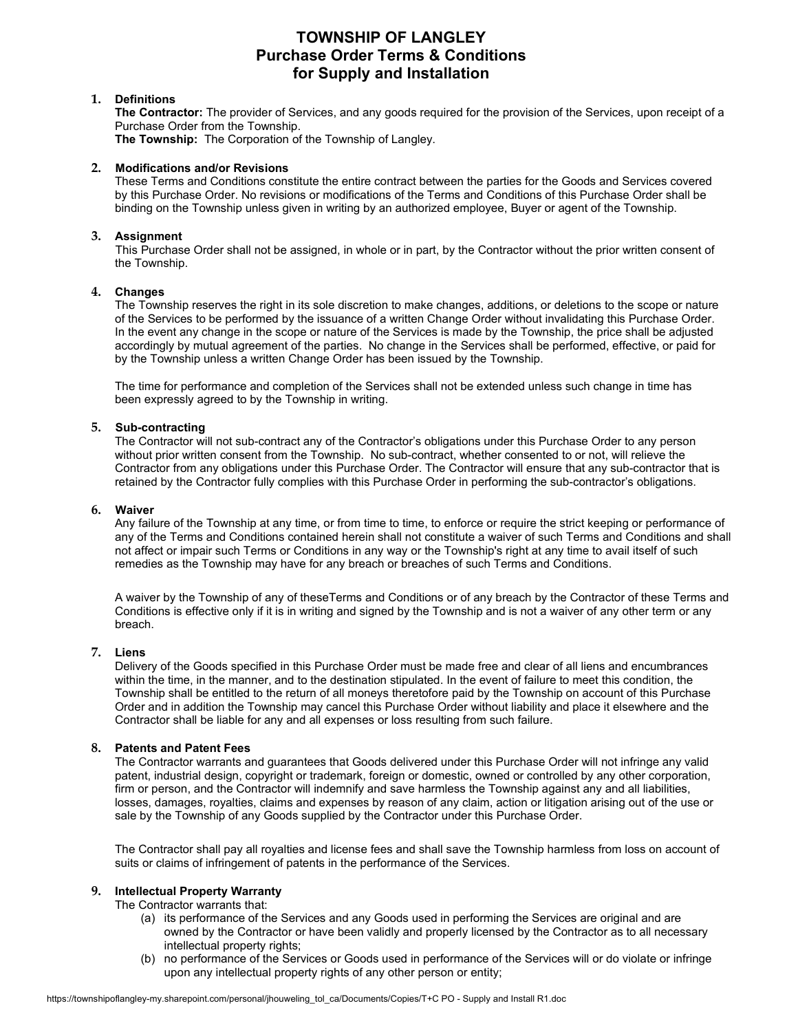# TOWNSHIP OF LANGLEY
## Purchase Order Terms & Conditions
## for Supply and Installation

**1. Definitions**

**The Contractor:** The provider of Services, and any goods required for the provision of the Services, upon receipt of a Purchase Order from the Township.

**The Township:** The Corporation of the Township of Langley.

**2. Modifications and/or Revisions**

These Terms and Conditions constitute the entire contract between the parties for the Goods and Services covered by this Purchase Order. No revisions or modifications of the Terms and Conditions of this Purchase Order shall be binding on the Township unless given in writing by an authorized employee, Buyer or agent of the Township.

**3. Assignment**

This Purchase Order shall not be assigned, in whole or in part, by the Contractor without the prior written consent of the Township.

**4. Changes**

The Township reserves the right in its sole discretion to make changes, additions, or deletions to the scope or nature of the Services to be performed by the issuance of a written Change Order without invalidating this Purchase Order. In the event any change in the scope or nature of the Services is made by the Township, the price shall be adjusted accordingly by mutual agreement of the parties. No change in the Services shall be performed, effective, or paid for by the Township unless a written Change Order has been issued by the Township.

The time for performance and completion of the Services shall not be extended unless such change in time has been expressly agreed to by the Township in writing.

**5. Sub-contracting**

The Contractor will not sub-contract any of the Contractor's obligations under this Purchase Order to any person without prior written consent from the Township. No sub-contract, whether consented to or not, will relieve the Contractor from any obligations under this Purchase Order. The Contractor will ensure that any sub-contractor that is retained by the Contractor fully complies with this Purchase Order in performing the sub-contractor's obligations.

**6. Waiver**

Any failure of the Township at any time, or from time to time, to enforce or require the strict keeping or performance of any of the Terms and Conditions contained herein shall not constitute a waiver of such Terms and Conditions and shall not affect or impair such Terms or Conditions in any way or the Township's right at any time to avail itself of such remedies as the Township may have for any breach or breaches of such Terms and Conditions.

A waiver by the Township of any of theseTerms and Conditions or of any breach by the Contractor of these Terms and Conditions is effective only if it is in writing and signed by the Township and is not a waiver of any other term or any breach.

**7. Liens**

Delivery of the Goods specified in this Purchase Order must be made free and clear of all liens and encumbrances within the time, in the manner, and to the destination stipulated. In the event of failure to meet this condition, the Township shall be entitled to the return of all moneys theretofore paid by the Township on account of this Purchase Order and in addition the Township may cancel this Purchase Order without liability and place it elsewhere and the Contractor shall be liable for any and all expenses or loss resulting from such failure.

**8. Patents and Patent Fees**

The Contractor warrants and guarantees that Goods delivered under this Purchase Order will not infringe any valid patent, industrial design, copyright or trademark, foreign or domestic, owned or controlled by any other corporation, firm or person, and the Contractor will indemnify and save harmless the Township against any and all liabilities, losses, damages, royalties, claims and expenses by reason of any claim, action or litigation arising out of the use or sale by the Township of any Goods supplied by the Contractor under this Purchase Order.

The Contractor shall pay all royalties and license fees and shall save the Township harmless from loss on account of suits or claims of infringement of patents in the performance of the Services.

**9. Intellectual Property Warranty**

The Contractor warrants that:

(a) its performance of the Services and any Goods used in performing the Services are original and are owned by the Contractor or have been validly and properly licensed by the Contractor as to all necessary intellectual property rights;

(b) no performance of the Services or Goods used in performance of the Services will or do violate or infringe upon any intellectual property rights of any other person or entity;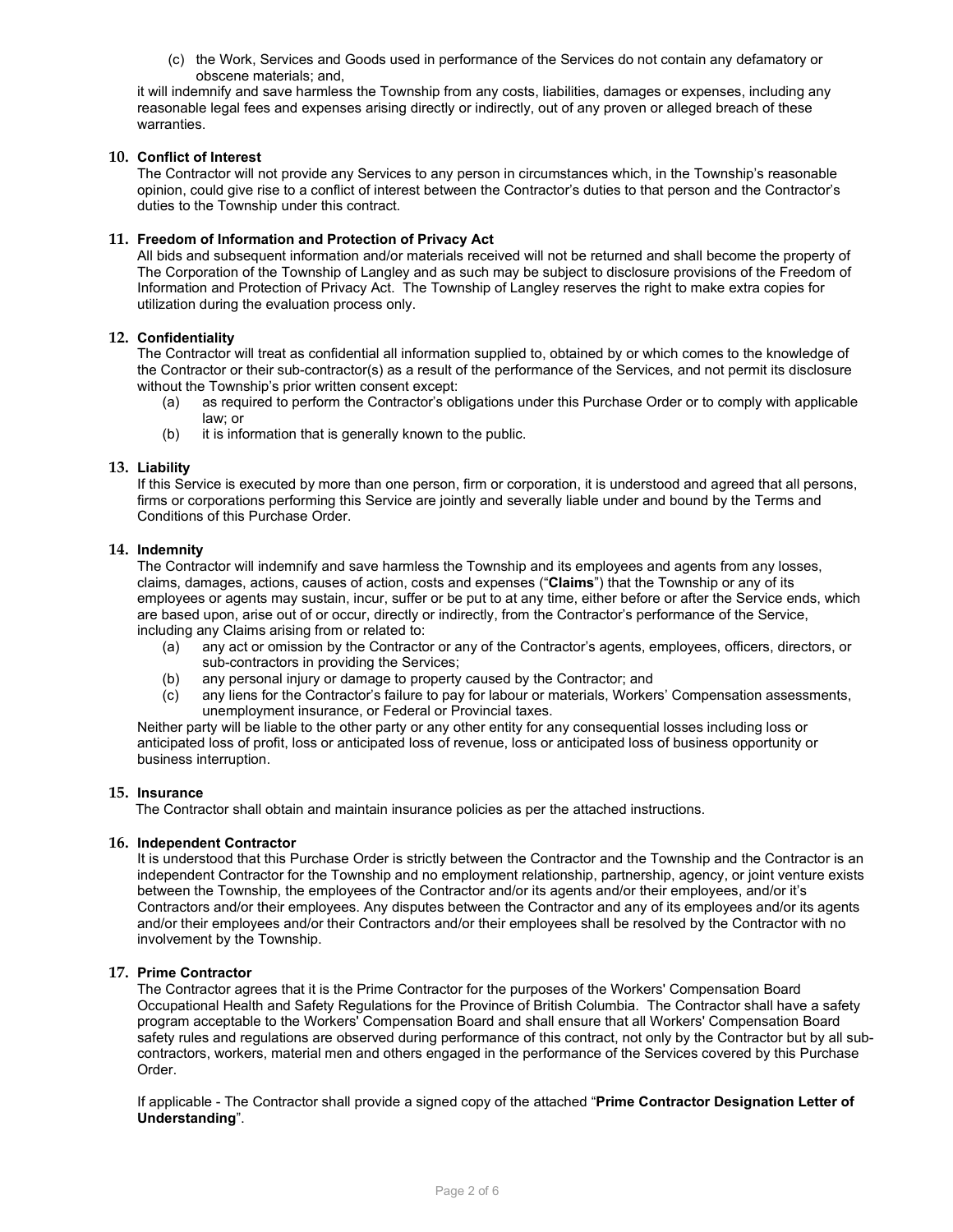(c) the Work, Services and Goods used in performance of the Services do not contain any defamatory or obscene materials; and,

it will indemnify and save harmless the Township from any costs, liabilities, damages or expenses, including any reasonable legal fees and expenses arising directly or indirectly, out of any proven or alleged breach of these warranties.

**10. Conflict of Interest**

The Contractor will not provide any Services to any person in circumstances which, in the Township's reasonable opinion, could give rise to a conflict of interest between the Contractor's duties to that person and the Contractor's duties to the Township under this contract.

**11. Freedom of Information and Protection of Privacy Act**

All bids and subsequent information and/or materials received will not be returned and shall become the property of The Corporation of the Township of Langley and as such may be subject to disclosure provisions of the Freedom of Information and Protection of Privacy Act. The Township of Langley reserves the right to make extra copies for utilization during the evaluation process only.

**12. Confidentiality**

The Contractor will treat as confidential all information supplied to, obtained by or which comes to the knowledge of the Contractor or their sub-contractor(s) as a result of the performance of the Services, and not permit its disclosure without the Township's prior written consent except:

(a) as required to perform the Contractor's obligations under this Purchase Order or to comply with applicable law; or

(b) it is information that is generally known to the public.

**13. Liability**

If this Service is executed by more than one person, firm or corporation, it is understood and agreed that all persons, firms or corporations performing this Service are jointly and severally liable under and bound by the Terms and Conditions of this Purchase Order.

**14. Indemnity**

The Contractor will indemnify and save harmless the Township and its employees and agents from any losses, claims, damages, actions, causes of action, costs and expenses ("**Claims**") that the Township or any of its employees or agents may sustain, incur, suffer or be put to at any time, either before or after the Service ends, which are based upon, arise out of or occur, directly or indirectly, from the Contractor's performance of the Service, including any Claims arising from or related to:

(a) any act or omission by the Contractor or any of the Contractor's agents, employees, officers, directors, or sub-contractors in providing the Services;

(b) any personal injury or damage to property caused by the Contractor; and

(c) any liens for the Contractor's failure to pay for labour or materials, Workers' Compensation assessments, unemployment insurance, or Federal or Provincial taxes.

Neither party will be liable to the other party or any other entity for any consequential losses including loss or anticipated loss of profit, loss or anticipated loss of revenue, loss or anticipated loss of business opportunity or business interruption.

**15. Insurance**

The Contractor shall obtain and maintain insurance policies as per the attached instructions.

**16. Independent Contractor**

It is understood that this Purchase Order is strictly between the Contractor and the Township and the Contractor is an independent Contractor for the Township and no employment relationship, partnership, agency, or joint venture exists between the Township, the employees of the Contractor and/or its agents and/or their employees, and/or it's Contractors and/or their employees. Any disputes between the Contractor and any of its employees and/or its agents and/or their employees and/or their Contractors and/or their employees shall be resolved by the Contractor with no involvement by the Township.

**17. Prime Contractor**

The Contractor agrees that it is the Prime Contractor for the purposes of the Workers' Compensation Board Occupational Health and Safety Regulations for the Province of British Columbia. The Contractor shall have a safety program acceptable to the Workers' Compensation Board and shall ensure that all Workers' Compensation Board safety rules and regulations are observed during performance of this contract, not only by the Contractor but by all sub-contractors, workers, material men and others engaged in the performance of the Services covered by this Purchase Order.

If applicable - The Contractor shall provide a signed copy of the attached "**Prime Contractor Designation Letter of Understanding**".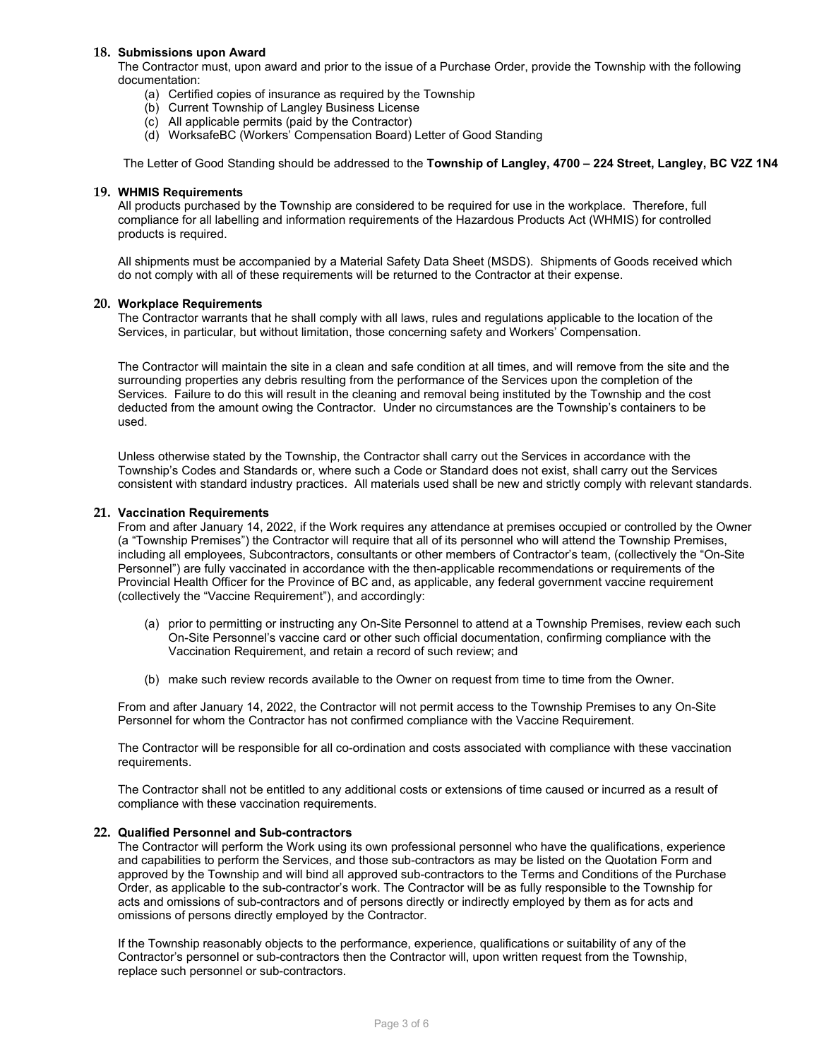## 18. Submissions upon Award

The Contractor must, upon award and prior to the issue of a Purchase Order, provide the Township with the following documentation:

(a) Certified copies of insurance as required by the Township
(b) Current Township of Langley Business License
(c) All applicable permits (paid by the Contractor)
(d) WorksafeBC (Workers' Compensation Board) Letter of Good Standing

The Letter of Good Standing should be addressed to the **Township of Langley, 4700 – 224 Street, Langley, BC V2Z 1N4**

## 19. WHMIS Requirements

All products purchased by the Township are considered to be required for use in the workplace. Therefore, full compliance for all labelling and information requirements of the Hazardous Products Act (WHMIS) for controlled products is required.

All shipments must be accompanied by a Material Safety Data Sheet (MSDS). Shipments of Goods received which do not comply with all of these requirements will be returned to the Contractor at their expense.

## 20. Workplace Requirements

The Contractor warrants that he shall comply with all laws, rules and regulations applicable to the location of the Services, in particular, but without limitation, those concerning safety and Workers' Compensation.

The Contractor will maintain the site in a clean and safe condition at all times, and will remove from the site and the surrounding properties any debris resulting from the performance of the Services upon the completion of the Services. Failure to do this will result in the cleaning and removal being instituted by the Township and the cost deducted from the amount owing the Contractor. Under no circumstances are the Township's containers to be used.

Unless otherwise stated by the Township, the Contractor shall carry out the Services in accordance with the Township's Codes and Standards or, where such a Code or Standard does not exist, shall carry out the Services consistent with standard industry practices. All materials used shall be new and strictly comply with relevant standards.

## 21. Vaccination Requirements

From and after January 14, 2022, if the Work requires any attendance at premises occupied or controlled by the Owner (a "Township Premises") the Contractor will require that all of its personnel who will attend the Township Premises, including all employees, Subcontractors, consultants or other members of Contractor's team, (collectively the "On-Site Personnel") are fully vaccinated in accordance with the then-applicable recommendations or requirements of the Provincial Health Officer for the Province of BC and, as applicable, any federal government vaccine requirement (collectively the "Vaccine Requirement"), and accordingly:

(a) prior to permitting or instructing any On-Site Personnel to attend at a Township Premises, review each such On-Site Personnel's vaccine card or other such official documentation, confirming compliance with the Vaccination Requirement, and retain a record of such review; and

(b) make such review records available to the Owner on request from time to time from the Owner.

From and after January 14, 2022, the Contractor will not permit access to the Township Premises to any On-Site Personnel for whom the Contractor has not confirmed compliance with the Vaccine Requirement.

The Contractor will be responsible for all co-ordination and costs associated with compliance with these vaccination requirements.

The Contractor shall not be entitled to any additional costs or extensions of time caused or incurred as a result of compliance with these vaccination requirements.

## 22. Qualified Personnel and Sub-contractors

The Contractor will perform the Work using its own professional personnel who have the qualifications, experience and capabilities to perform the Services, and those sub-contractors as may be listed on the Quotation Form and approved by the Township and will bind all approved sub-contractors to the Terms and Conditions of the Purchase Order, as applicable to the sub-contractor's work. The Contractor will be as fully responsible to the Township for acts and omissions of sub-contractors and of persons directly or indirectly employed by them as for acts and omissions of persons directly employed by the Contractor.

If the Township reasonably objects to the performance, experience, qualifications or suitability of any of the Contractor's personnel or sub-contractors then the Contractor will, upon written request from the Township, replace such personnel or sub-contractors.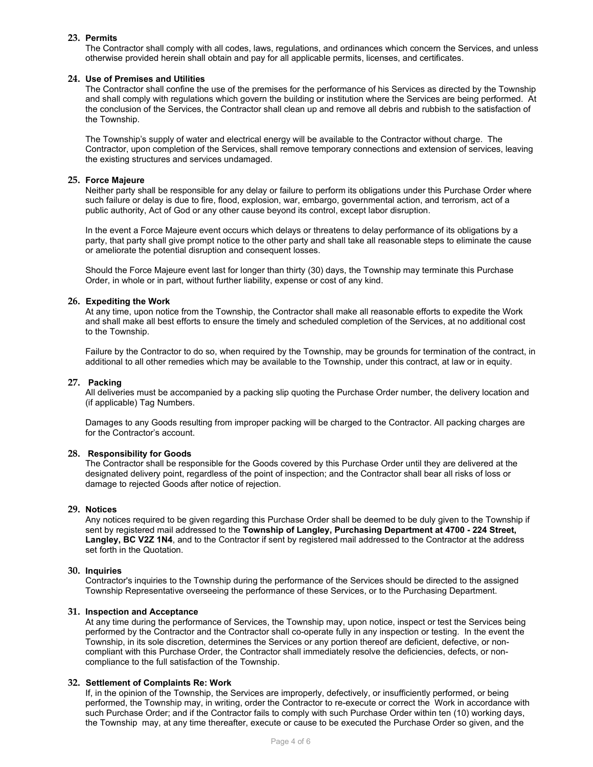**23. Permits**

The Contractor shall comply with all codes, laws, regulations, and ordinances which concern the Services, and unless otherwise provided herein shall obtain and pay for all applicable permits, licenses, and certificates.

**24. Use of Premises and Utilities**

The Contractor shall confine the use of the premises for the performance of his Services as directed by the Township and shall comply with regulations which govern the building or institution where the Services are being performed. At the conclusion of the Services, the Contractor shall clean up and remove all debris and rubbish to the satisfaction of the Township.

The Township's supply of water and electrical energy will be available to the Contractor without charge. The Contractor, upon completion of the Services, shall remove temporary connections and extension of services, leaving the existing structures and services undamaged.

**25. Force Majeure**

Neither party shall be responsible for any delay or failure to perform its obligations under this Purchase Order where such failure or delay is due to fire, flood, explosion, war, embargo, governmental action, and terrorism, act of a public authority, Act of God or any other cause beyond its control, except labor disruption.

In the event a Force Majeure event occurs which delays or threatens to delay performance of its obligations by a party, that party shall give prompt notice to the other party and shall take all reasonable steps to eliminate the cause or ameliorate the potential disruption and consequent losses.

Should the Force Majeure event last for longer than thirty (30) days, the Township may terminate this Purchase Order, in whole or in part, without further liability, expense or cost of any kind.

**26. Expediting the Work**

At any time, upon notice from the Township, the Contractor shall make all reasonable efforts to expedite the Work and shall make all best efforts to ensure the timely and scheduled completion of the Services, at no additional cost to the Township.

Failure by the Contractor to do so, when required by the Township, may be grounds for termination of the contract, in additional to all other remedies which may be available to the Township, under this contract, at law or in equity.

**27. Packing**

All deliveries must be accompanied by a packing slip quoting the Purchase Order number, the delivery location and (if applicable) Tag Numbers.

Damages to any Goods resulting from improper packing will be charged to the Contractor. All packing charges are for the Contractor's account.

**28. Responsibility for Goods**

The Contractor shall be responsible for the Goods covered by this Purchase Order until they are delivered at the designated delivery point, regardless of the point of inspection; and the Contractor shall bear all risks of loss or damage to rejected Goods after notice of rejection.

**29. Notices**

Any notices required to be given regarding this Purchase Order shall be deemed to be duly given to the Township if sent by registered mail addressed to the **Township of Langley, Purchasing Department at 4700 - 224 Street, Langley, BC V2Z 1N4**, and to the Contractor if sent by registered mail addressed to the Contractor at the address set forth in the Quotation.

**30. Inquiries**

Contractor's inquiries to the Township during the performance of the Services should be directed to the assigned Township Representative overseeing the performance of these Services, or to the Purchasing Department.

**31. Inspection and Acceptance**

At any time during the performance of Services, the Township may, upon notice, inspect or test the Services being performed by the Contractor and the Contractor shall co-operate fully in any inspection or testing. In the event the Township, in its sole discretion, determines the Services or any portion thereof are deficient, defective, or non-compliant with this Purchase Order, the Contractor shall immediately resolve the deficiencies, defects, or non-compliance to the full satisfaction of the Township.

**32. Settlement of Complaints Re: Work**

If, in the opinion of the Township, the Services are improperly, defectively, or insufficiently performed, or being performed, the Township may, in writing, order the Contractor to re-execute or correct the Work in accordance with such Purchase Order; and if the Contractor fails to comply with such Purchase Order within ten (10) working days, the Township may, at any time thereafter, execute or cause to be executed the Purchase Order so given, and the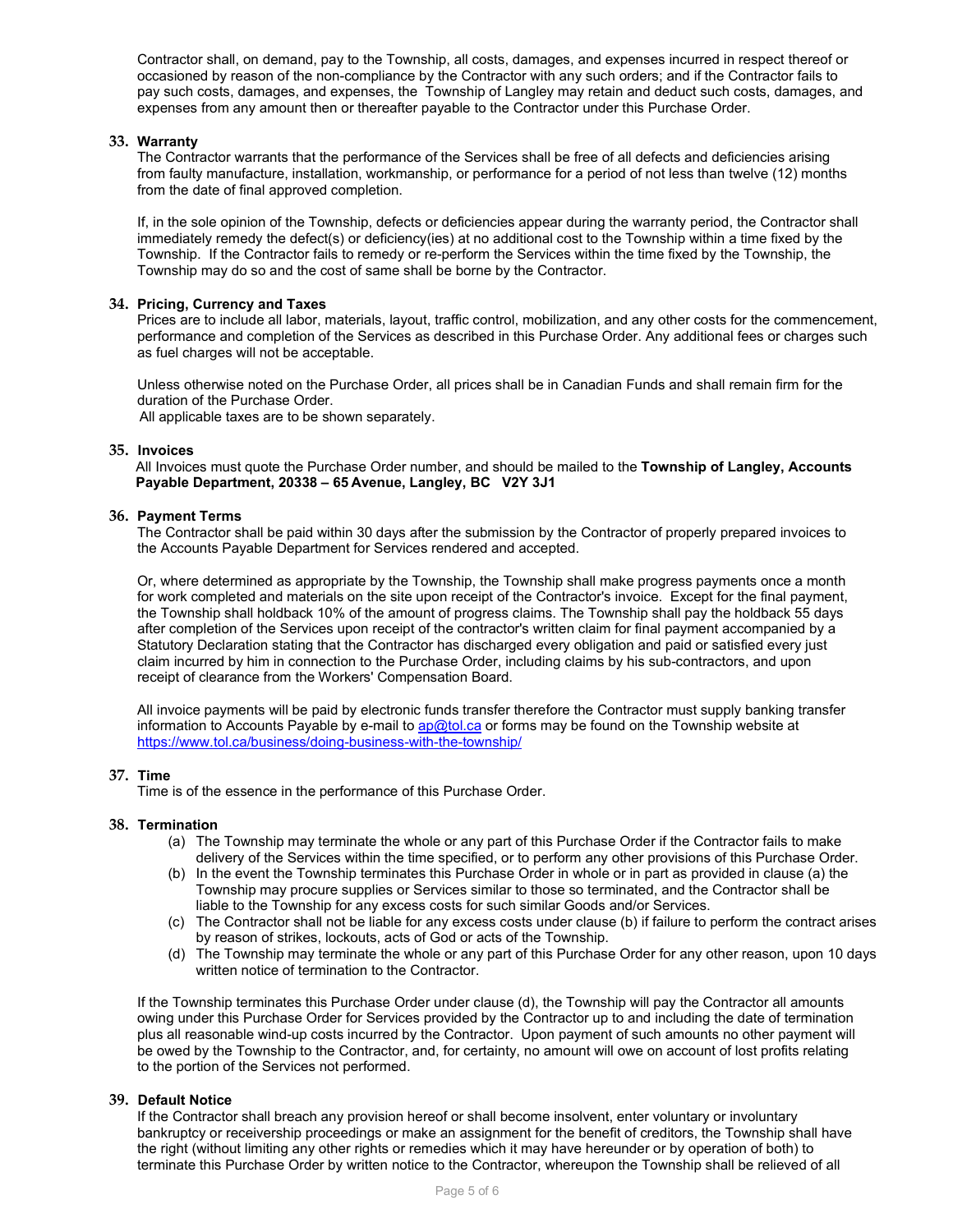Contractor shall, on demand, pay to the Township, all costs, damages, and expenses incurred in respect thereof or occasioned by reason of the non-compliance by the Contractor with any such orders; and if the Contractor fails to pay such costs, damages, and expenses, the Township of Langley may retain and deduct such costs, damages, and expenses from any amount then or thereafter payable to the Contractor under this Purchase Order.

**33. Warranty**

The Contractor warrants that the performance of the Services shall be free of all defects and deficiencies arising from faulty manufacture, installation, workmanship, or performance for a period of not less than twelve (12) months from the date of final approved completion.

If, in the sole opinion of the Township, defects or deficiencies appear during the warranty period, the Contractor shall immediately remedy the defect(s) or deficiency(ies) at no additional cost to the Township within a time fixed by the Township. If the Contractor fails to remedy or re-perform the Services within the time fixed by the Township, the Township may do so and the cost of same shall be borne by the Contractor.

**34. Pricing, Currency and Taxes**

Prices are to include all labor, materials, layout, traffic control, mobilization, and any other costs for the commencement, performance and completion of the Services as described in this Purchase Order. Any additional fees or charges such as fuel charges will not be acceptable.

Unless otherwise noted on the Purchase Order, all prices shall be in Canadian Funds and shall remain firm for the duration of the Purchase Order.
All applicable taxes are to be shown separately.

**35. Invoices**

All Invoices must quote the Purchase Order number, and should be mailed to the **Township of Langley, Accounts Payable Department, 20338 – 65 Avenue, Langley, BC V2Y 3J1**

**36. Payment Terms**

The Contractor shall be paid within 30 days after the submission by the Contractor of properly prepared invoices to the Accounts Payable Department for Services rendered and accepted.

Or, where determined as appropriate by the Township, the Township shall make progress payments once a month for work completed and materials on the site upon receipt of the Contractor's invoice. Except for the final payment, the Township shall holdback 10% of the amount of progress claims. The Township shall pay the holdback 55 days after completion of the Services upon receipt of the contractor's written claim for final payment accompanied by a Statutory Declaration stating that the Contractor has discharged every obligation and paid or satisfied every just claim incurred by him in connection to the Purchase Order, including claims by his sub-contractors, and upon receipt of clearance from the Workers' Compensation Board.

All invoice payments will be paid by electronic funds transfer therefore the Contractor must supply banking transfer information to Accounts Payable by e-mail to ap@tol.ca or forms may be found on the Township website at https://www.tol.ca/business/doing-business-with-the-township/

**37. Time**

Time is of the essence in the performance of this Purchase Order.

**38. Termination**

(a) The Township may terminate the whole or any part of this Purchase Order if the Contractor fails to make delivery of the Services within the time specified, or to perform any other provisions of this Purchase Order.
(b) In the event the Township terminates this Purchase Order in whole or in part as provided in clause (a) the Township may procure supplies or Services similar to those so terminated, and the Contractor shall be liable to the Township for any excess costs for such similar Goods and/or Services.
(c) The Contractor shall not be liable for any excess costs under clause (b) if failure to perform the contract arises by reason of strikes, lockouts, acts of God or acts of the Township.
(d) The Township may terminate the whole or any part of this Purchase Order for any other reason, upon 10 days written notice of termination to the Contractor.

If the Township terminates this Purchase Order under clause (d), the Township will pay the Contractor all amounts owing under this Purchase Order for Services provided by the Contractor up to and including the date of termination plus all reasonable wind-up costs incurred by the Contractor. Upon payment of such amounts no other payment will be owed by the Township to the Contractor, and, for certainty, no amount will owe on account of lost profits relating to the portion of the Services not performed.

**39. Default Notice**

If the Contractor shall breach any provision hereof or shall become insolvent, enter voluntary or involuntary bankruptcy or receivership proceedings or make an assignment for the benefit of creditors, the Township shall have the right (without limiting any other rights or remedies which it may have hereunder or by operation of both) to terminate this Purchase Order by written notice to the Contractor, whereupon the Township shall be relieved of all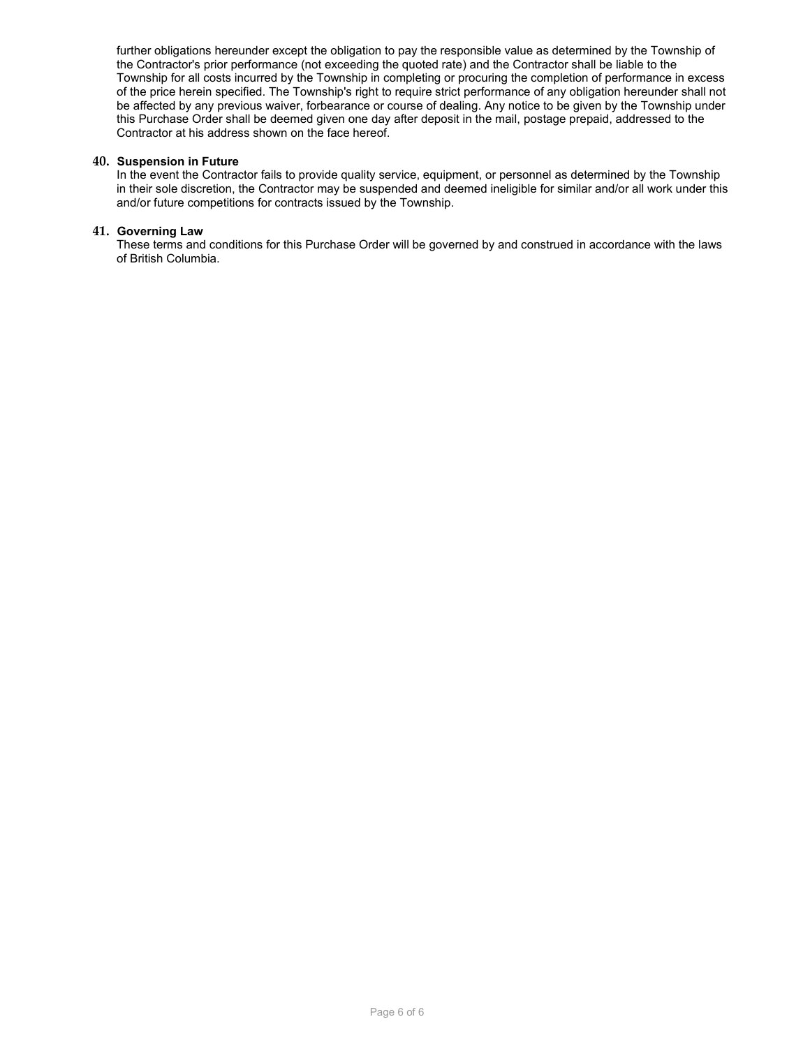further obligations hereunder except the obligation to pay the responsible value as determined by the Township of the Contractor's prior performance (not exceeding the quoted rate) and the Contractor shall be liable to the Township for all costs incurred by the Township in completing or procuring the completion of performance in excess of the price herein specified. The Township's right to require strict performance of any obligation hereunder shall not be affected by any previous waiver, forbearance or course of dealing. Any notice to be given by the Township under this Purchase Order shall be deemed given one day after deposit in the mail, postage prepaid, addressed to the Contractor at his address shown on the face hereof.

**40. Suspension in Future**

In the event the Contractor fails to provide quality service, equipment, or personnel as determined by the Township in their sole discretion, the Contractor may be suspended and deemed ineligible for similar and/or all work under this and/or future competitions for contracts issued by the Township.

**41. Governing Law**

These terms and conditions for this Purchase Order will be governed by and construed in accordance with the laws of British Columbia.